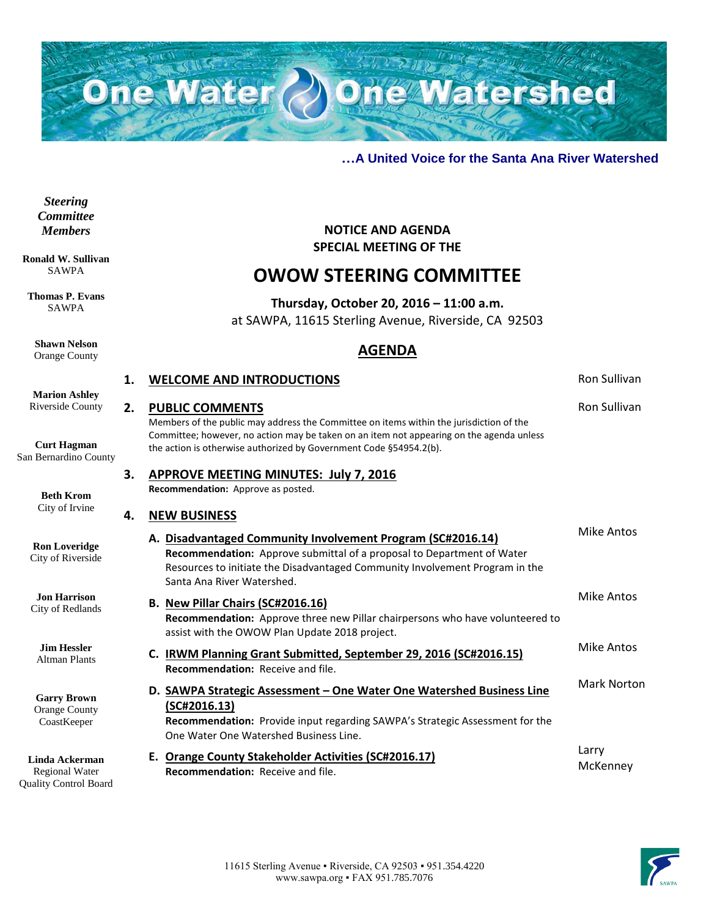# One Water One Watershed

**…A United Voice for the Santa Ana River Watershed**

***Steering Committee Members***

**Ronald W. Sullivan**
SAWPA

**Thomas P. Evans**
SAWPA

**Shawn Nelson**
Orange County

**Marion Ashley**
Riverside County

**Curt Hagman**
San Bernardino County

**Beth Krom**
City of Irvine

**Ron Loveridge**
City of Riverside

**Jon Harrison**
City of Redlands

**Jim Hessler**
Altman Plants

**Garry Brown**
Orange County CoastKeeper

**Linda Ackerman**
Regional Water Quality Control Board

**NOTICE AND AGENDA**
**SPECIAL MEETING OF THE**

## OWOW STEERING COMMITTEE

**Thursday, October 20, 2016 – 11:00 a.m.**
at SAWPA, 11615 Sterling Avenue, Riverside, CA 92503

## AGENDA

**1. WELCOME AND INTRODUCTIONS** — Ron Sullivan

**2. PUBLIC COMMENTS** — Ron Sullivan

Members of the public may address the Committee on items within the jurisdiction of the Committee; however, no action may be taken on an item not appearing on the agenda unless the action is otherwise authorized by Government Code §54954.2(b).

**3. APPROVE MEETING MINUTES: July 7, 2016**

**Recommendation:** Approve as posted.

**4. NEW BUSINESS**

**A. Disadvantaged Community Involvement Program (SC#2016.14)** — Mike Antos

**Recommendation:** Approve submittal of a proposal to Department of Water Resources to initiate the Disadvantaged Community Involvement Program in the Santa Ana River Watershed.

**B. New Pillar Chairs (SC#2016.16)** — Mike Antos

**Recommendation:** Approve three new Pillar chairpersons who have volunteered to assist with the OWOW Plan Update 2018 project.

**C. IRWM Planning Grant Submitted, September 29, 2016 (SC#2016.15)** — Mike Antos

**Recommendation:** Receive and file.

**D. SAWPA Strategic Assessment – One Water One Watershed Business Line (SC#2016.13)** — Mark Norton

**Recommendation:** Provide input regarding SAWPA's Strategic Assessment for the One Water One Watershed Business Line.

**E. Orange County Stakeholder Activities (SC#2016.17)** — Larry McKenney

**Recommendation:** Receive and file.

11615 Sterling Avenue ▪ Riverside, CA 92503 ▪ 951.354.4220
www.sawpa.org ▪ FAX 951.785.7076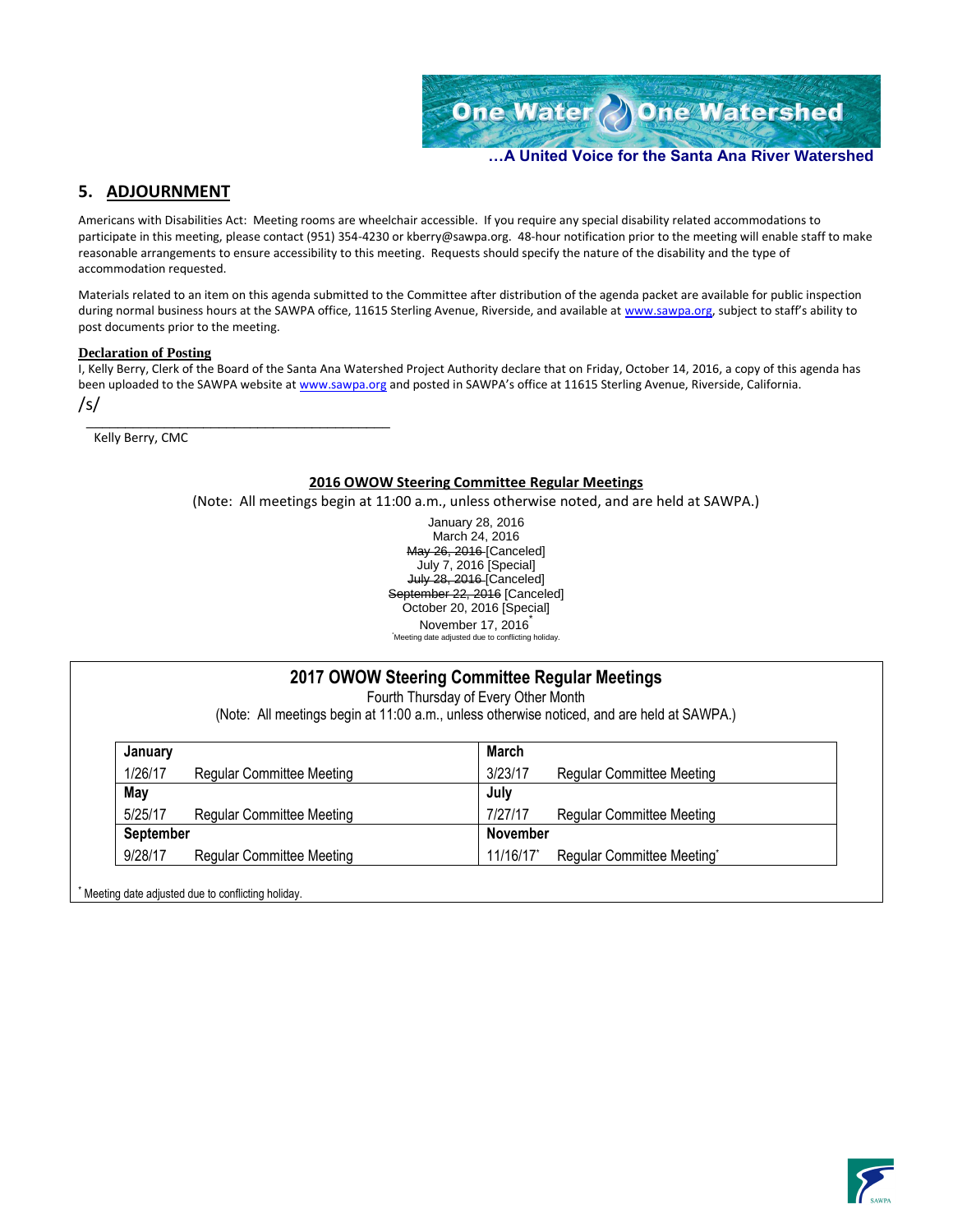**One Water One Watershed**

**…A United Voice for the Santa Ana River Watershed**

## 5. ADJOURNMENT

Americans with Disabilities Act: Meeting rooms are wheelchair accessible. If you require any special disability related accommodations to participate in this meeting, please contact (951) 354-4230 or kberry@sawpa.org. 48-hour notification prior to the meeting will enable staff to make reasonable arrangements to ensure accessibility to this meeting. Requests should specify the nature of the disability and the type of accommodation requested.

Materials related to an item on this agenda submitted to the Committee after distribution of the agenda packet are available for public inspection during normal business hours at the SAWPA office, 11615 Sterling Avenue, Riverside, and available at www.sawpa.org, subject to staff's ability to post documents prior to the meeting.

**Declaration of Posting**

I, Kelly Berry, Clerk of the Board of the Santa Ana Watershed Project Authority declare that on Friday, October 14, 2016, a copy of this agenda has been uploaded to the SAWPA website at www.sawpa.org and posted in SAWPA's office at 11615 Sterling Avenue, Riverside, California.

/s/

Kelly Berry, CMC

**2016 OWOW Steering Committee Regular Meetings**

(Note: All meetings begin at 11:00 a.m., unless otherwise noted, and are held at SAWPA.)

January 28, 2016
March 24, 2016
~~May 26, 2016~~ [Canceled]
July 7, 2016 [Special]
~~July 28, 2016~~ [Canceled]
~~September 22, 2016~~ [Canceled]
October 20, 2016 [Special]
November 17, 2016*

*Meeting date adjusted due to conflicting holiday.

### 2017 OWOW Steering Committee Regular Meetings

Fourth Thursday of Every Other Month

(Note: All meetings begin at 11:00 a.m., unless otherwise noticed, and are held at SAWPA.)

| | | | |
|---|---|---|---|
| **January** | | **March** | |
| 1/26/17 | Regular Committee Meeting | 3/23/17 | Regular Committee Meeting |
| **May** | | **July** | |
| 5/25/17 | Regular Committee Meeting | 7/27/17 | Regular Committee Meeting |
| **September** | | **November** | |
| 9/28/17 | Regular Committee Meeting | 11/16/17* | Regular Committee Meeting* |

* Meeting date adjusted due to conflicting holiday.